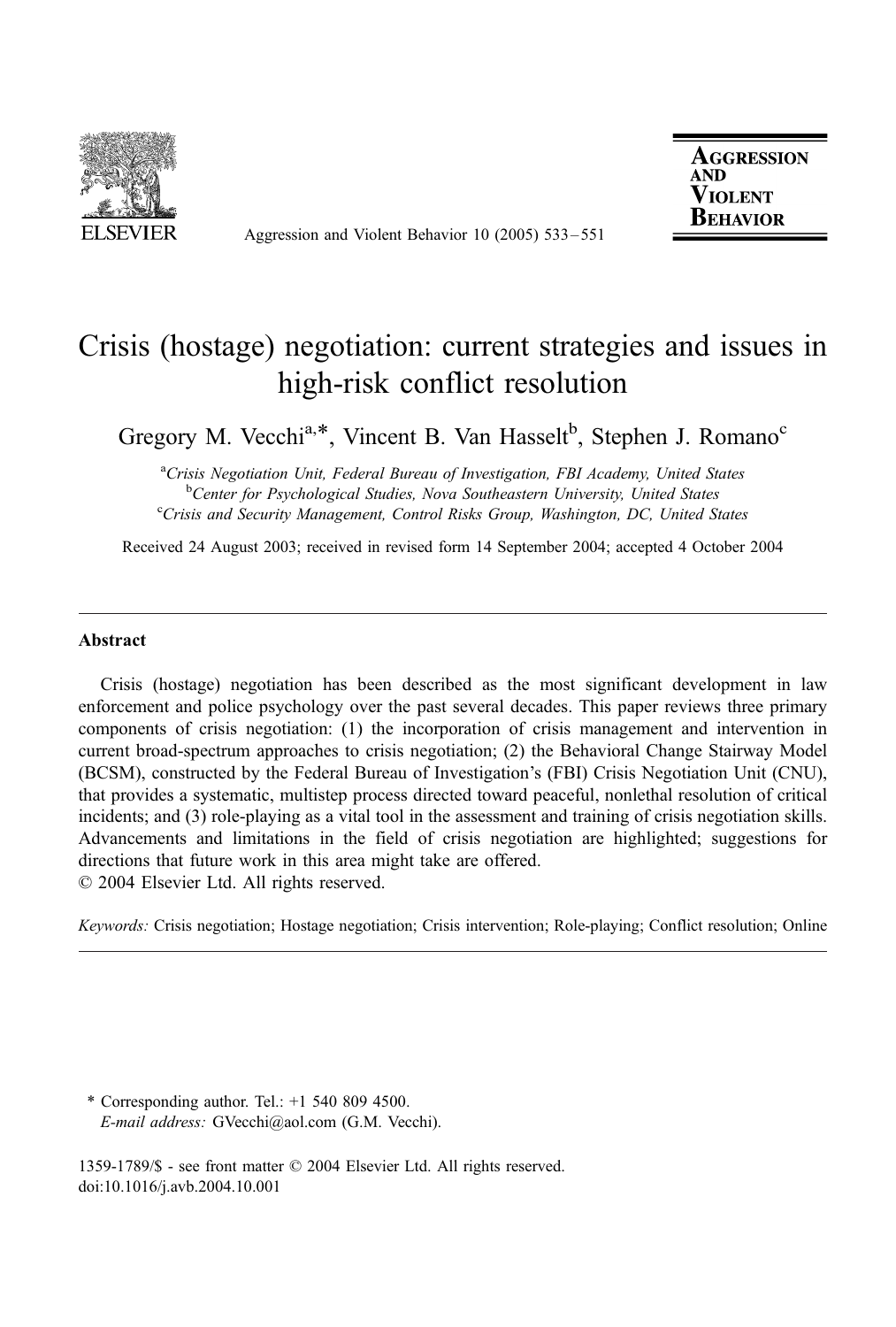# Crisis (hostage) negotiation: current strategies and issues in high-risk conflict resolution

Gregory M. Vecchi[a,*], Vincent B. Van Hasselt[b], Stephen J. Romano[c]

[a] *Crisis Negotiation Unit, Federal Bureau of Investigation, FBI Academy, United States*
[b] *Center for Psychological Studies, Nova Southeastern University, United States*
[c] *Crisis and Security Management, Control Risks Group, Washington, DC, United States*

Received 24 August 2003; received in revised form 14 September 2004; accepted 4 October 2004

## Abstract

Crisis (hostage) negotiation has been described as the most significant development in law enforcement and police psychology over the past several decades. This paper reviews three primary components of crisis negotiation: (1) the incorporation of crisis management and intervention in current broad-spectrum approaches to crisis negotiation; (2) the Behavioral Change Stairway Model (BCSM), constructed by the Federal Bureau of Investigation's (FBI) Crisis Negotiation Unit (CNU), that provides a systematic, multistep process directed toward peaceful, nonlethal resolution of critical incidents; and (3) role-playing as a vital tool in the assessment and training of crisis negotiation skills. Advancements and limitations in the field of crisis negotiation are highlighted; suggestions for directions that future work in this area might take are offered.

© 2004 Elsevier Ltd. All rights reserved.

*Keywords:* Crisis negotiation; Hostage negotiation; Crisis intervention; Role-playing; Conflict resolution; Online

---

\* Corresponding author. Tel.: +1 540 809 4500.
*E-mail address:* GVecchi@aol.com (G.M. Vecchi).

1359-1789/$ - see front matter © 2004 Elsevier Ltd. All rights reserved.
doi:10.1016/j.avb.2004.10.001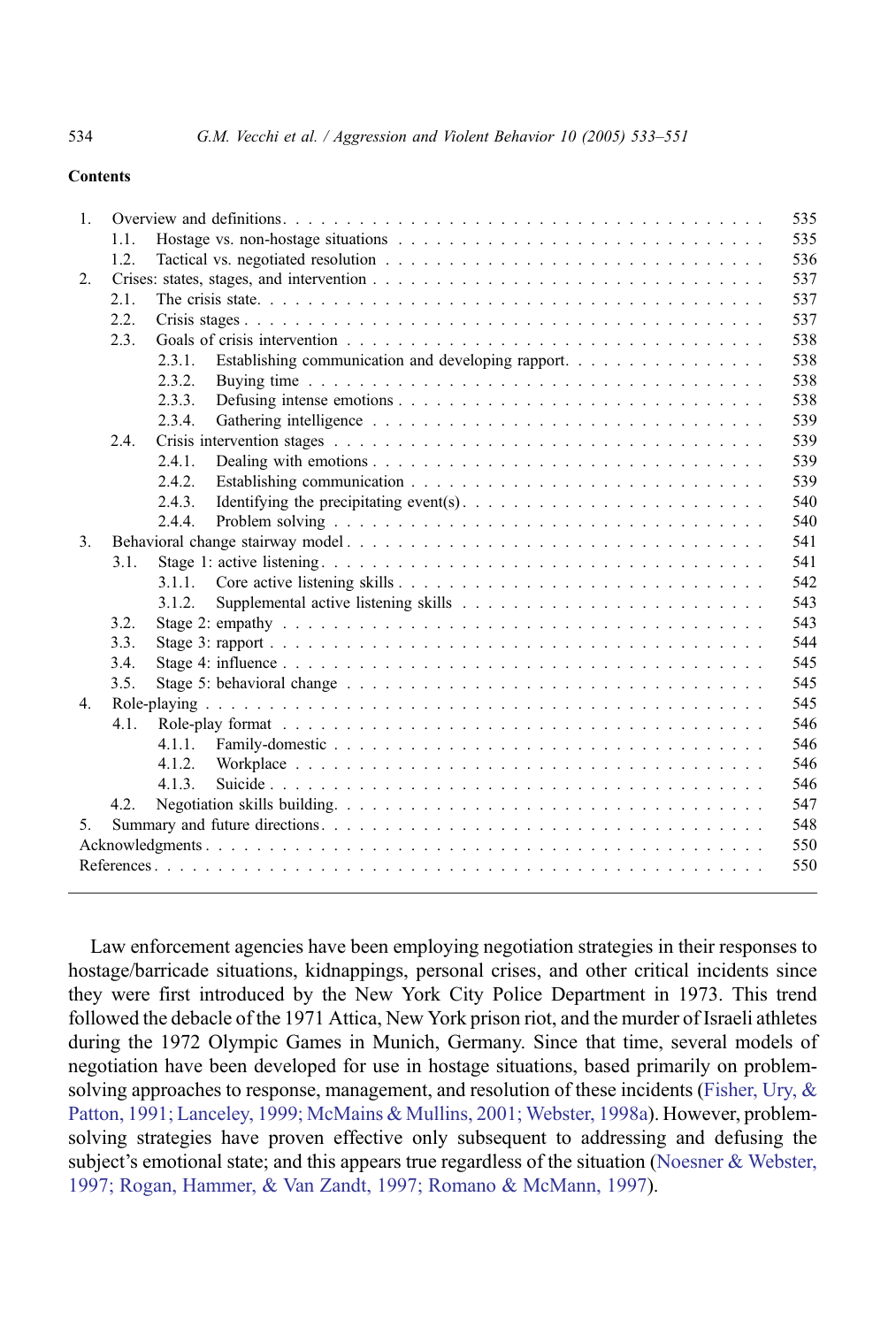## Contents

| | | |
|---|---|---|
| 1. | Overview and definitions | 535 |
| | 1.1. Hostage vs. non-hostage situations | 535 |
| | 1.2. Tactical vs. negotiated resolution | 536 |
| 2. | Crises: states, stages, and intervention | 537 |
| | 2.1. The crisis state | 537 |
| | 2.2. Crisis stages | 537 |
| | 2.3. Goals of crisis intervention | 538 |
| | 2.3.1. Establishing communication and developing rapport | 538 |
| | 2.3.2. Buying time | 538 |
| | 2.3.3. Defusing intense emotions | 538 |
| | 2.3.4. Gathering intelligence | 539 |
| | 2.4. Crisis intervention stages | 539 |
| | 2.4.1. Dealing with emotions | 539 |
| | 2.4.2. Establishing communication | 539 |
| | 2.4.3. Identifying the precipitating event(s) | 540 |
| | 2.4.4. Problem solving | 540 |
| 3. | Behavioral change stairway model | 541 |
| | 3.1. Stage 1: active listening | 541 |
| | 3.1.1. Core active listening skills | 542 |
| | 3.1.2. Supplemental active listening skills | 543 |
| | 3.2. Stage 2: empathy | 543 |
| | 3.3. Stage 3: rapport | 544 |
| | 3.4. Stage 4: influence | 545 |
| | 3.5. Stage 5: behavioral change | 545 |
| 4. | Role-playing | 545 |
| | 4.1. Role-play format | 546 |
| | 4.1.1. Family-domestic | 546 |
| | 4.1.2. Workplace | 546 |
| | 4.1.3. Suicide | 546 |
| | 4.2. Negotiation skills building | 547 |
| 5. | Summary and future directions | 548 |
| | Acknowledgments | 550 |
| | References | 550 |

Law enforcement agencies have been employing negotiation strategies in their responses to hostage/barricade situations, kidnappings, personal crises, and other critical incidents since they were first introduced by the New York City Police Department in 1973. This trend followed the debacle of the 1971 Attica, New York prison riot, and the murder of Israeli athletes during the 1972 Olympic Games in Munich, Germany. Since that time, several models of negotiation have been developed for use in hostage situations, based primarily on problem-solving approaches to response, management, and resolution of these incidents (Fisher, Ury, & Patton, 1991; Lanceley, 1999; McMains & Mullins, 2001; Webster, 1998a). However, problem-solving strategies have proven effective only subsequent to addressing and defusing the subject's emotional state; and this appears true regardless of the situation (Noesner & Webster, 1997; Rogan, Hammer, & Van Zandt, 1997; Romano & McMann, 1997).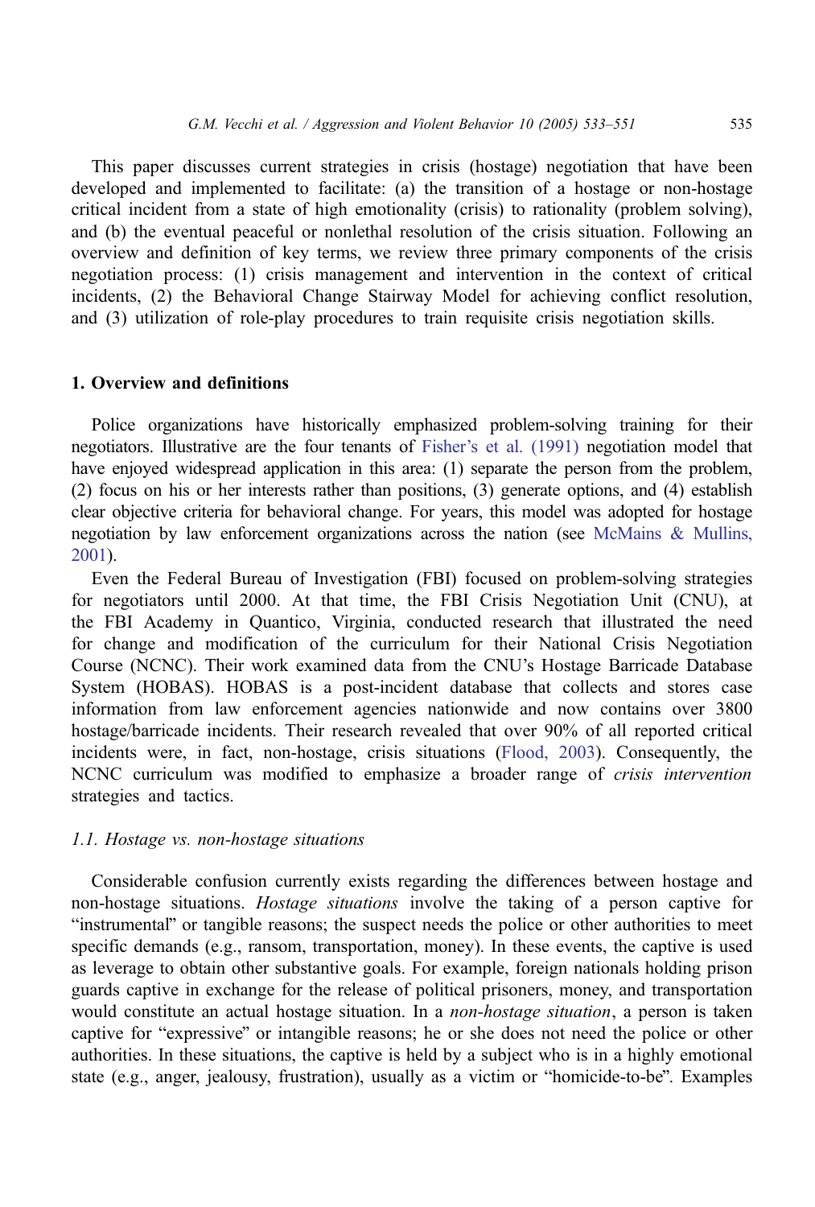This paper discusses current strategies in crisis (hostage) negotiation that have been developed and implemented to facilitate: (a) the transition of a hostage or non-hostage critical incident from a state of high emotionality (crisis) to rationality (problem solving), and (b) the eventual peaceful or nonlethal resolution of the crisis situation. Following an overview and definition of key terms, we review three primary components of the crisis negotiation process: (1) crisis management and intervention in the context of critical incidents, (2) the Behavioral Change Stairway Model for achieving conflict resolution, and (3) utilization of role-play procedures to train requisite crisis negotiation skills.

## 1. Overview and definitions

Police organizations have historically emphasized problem-solving training for their negotiators. Illustrative are the four tenants of Fisher's et al. (1991) negotiation model that have enjoyed widespread application in this area: (1) separate the person from the problem, (2) focus on his or her interests rather than positions, (3) generate options, and (4) establish clear objective criteria for behavioral change. For years, this model was adopted for hostage negotiation by law enforcement organizations across the nation (see McMains & Mullins, 2001).

Even the Federal Bureau of Investigation (FBI) focused on problem-solving strategies for negotiators until 2000. At that time, the FBI Crisis Negotiation Unit (CNU), at the FBI Academy in Quantico, Virginia, conducted research that illustrated the need for change and modification of the curriculum for their National Crisis Negotiation Course (NCNC). Their work examined data from the CNU's Hostage Barricade Database System (HOBAS). HOBAS is a post-incident database that collects and stores case information from law enforcement agencies nationwide and now contains over 3800 hostage/barricade incidents. Their research revealed that over 90% of all reported critical incidents were, in fact, non-hostage, crisis situations (Flood, 2003). Consequently, the NCNC curriculum was modified to emphasize a broader range of *crisis intervention* strategies and tactics.

### 1.1. Hostage vs. non-hostage situations

Considerable confusion currently exists regarding the differences between hostage and non-hostage situations. *Hostage situations* involve the taking of a person captive for "instrumental" or tangible reasons; the suspect needs the police or other authorities to meet specific demands (e.g., ransom, transportation, money). In these events, the captive is used as leverage to obtain other substantive goals. For example, foreign nationals holding prison guards captive in exchange for the release of political prisoners, money, and transportation would constitute an actual hostage situation. In a *non-hostage situation*, a person is taken captive for "expressive" or intangible reasons; he or she does not need the police or other authorities. In these situations, the captive is held by a subject who is in a highly emotional state (e.g., anger, jealousy, frustration), usually as a victim or "homicide-to-be". Examples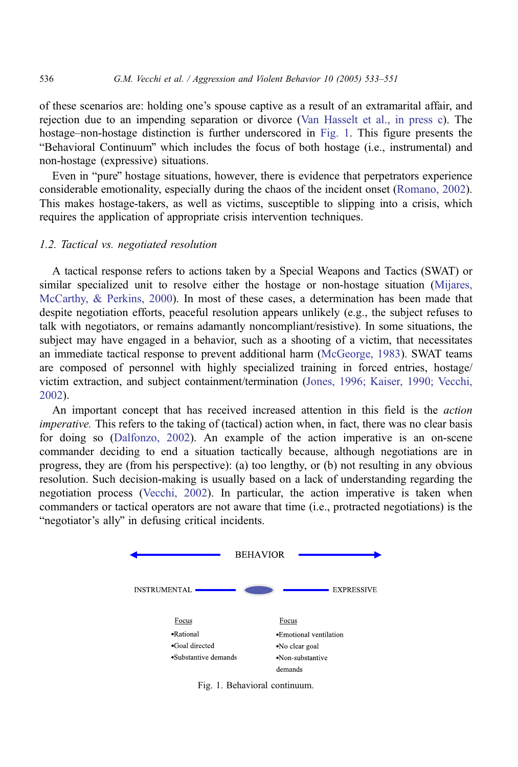of these scenarios are: holding one's spouse captive as a result of an extramarital affair, and rejection due to an impending separation or divorce (Van Hasselt et al., in press c). The hostage–non-hostage distinction is further underscored in Fig. 1. This figure presents the "Behavioral Continuum" which includes the focus of both hostage (i.e., instrumental) and non-hostage (expressive) situations.

Even in "pure" hostage situations, however, there is evidence that perpetrators experience considerable emotionality, especially during the chaos of the incident onset (Romano, 2002). This makes hostage-takers, as well as victims, susceptible to slipping into a crisis, which requires the application of appropriate crisis intervention techniques.

### *1.2. Tactical vs. negotiated resolution*

A tactical response refers to actions taken by a Special Weapons and Tactics (SWAT) or similar specialized unit to resolve either the hostage or non-hostage situation (Mijares, McCarthy, & Perkins, 2000). In most of these cases, a determination has been made that despite negotiation efforts, peaceful resolution appears unlikely (e.g., the subject refuses to talk with negotiators, or remains adamantly noncompliant/resistive). In some situations, the subject may have engaged in a behavior, such as a shooting of a victim, that necessitates an immediate tactical response to prevent additional harm (McGeorge, 1983). SWAT teams are composed of personnel with highly specialized training in forced entries, hostage/victim extraction, and subject containment/termination (Jones, 1996; Kaiser, 1990; Vecchi, 2002).

An important concept that has received increased attention in this field is the *action imperative.* This refers to the taking of (tactical) action when, in fact, there was no clear basis for doing so (Dalfonzo, 2002). An example of the action imperative is an on-scene commander deciding to end a situation tactically because, although negotiations are in progress, they are (from his perspective): (a) too lengthy, or (b) not resulting in any obvious resolution. Such decision-making is usually based on a lack of understanding regarding the negotiation process (Vecchi, 2002). In particular, the action imperative is taken when commanders or tactical operators are not aware that time (i.e., protracted negotiations) is the "negotiator's ally" in defusing critical incidents.

BEHAVIOR

INSTRUMENTAL — EXPRESSIVE

| Focus (Instrumental) | Focus (Expressive) |
|---|---|
| •Rational | •Emotional ventilation |
| •Goal directed | •No clear goal |
| •Substantive demands | •Non-substantive demands |

Fig. 1. Behavioral continuum.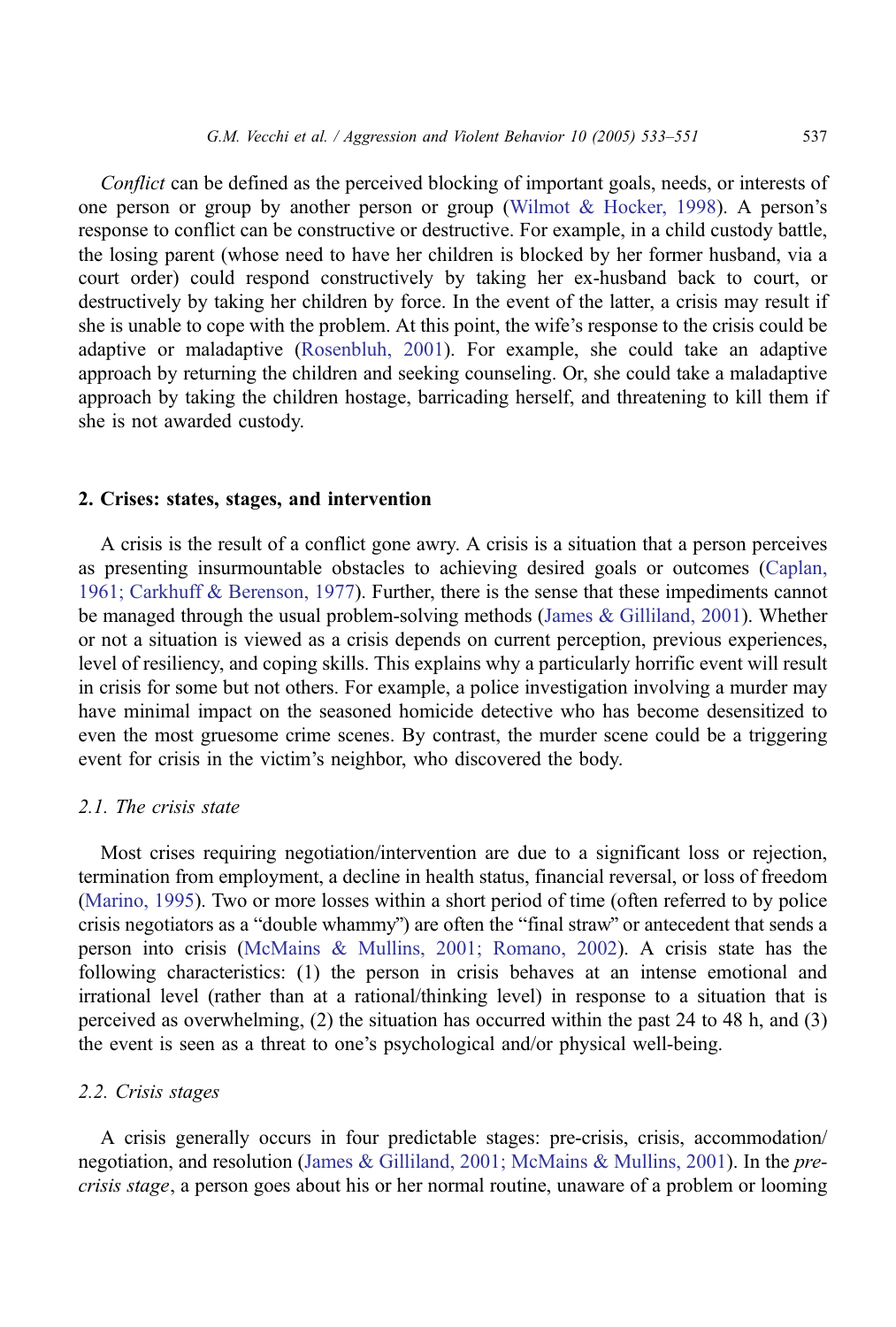*Conflict* can be defined as the perceived blocking of important goals, needs, or interests of one person or group by another person or group (Wilmot & Hocker, 1998). A person's response to conflict can be constructive or destructive. For example, in a child custody battle, the losing parent (whose need to have her children is blocked by her former husband, via a court order) could respond constructively by taking her ex-husband back to court, or destructively by taking her children by force. In the event of the latter, a crisis may result if she is unable to cope with the problem. At this point, the wife's response to the crisis could be adaptive or maladaptive (Rosenbluh, 2001). For example, she could take an adaptive approach by returning the children and seeking counseling. Or, she could take a maladaptive approach by taking the children hostage, barricading herself, and threatening to kill them if she is not awarded custody.

## 2. Crises: states, stages, and intervention

A crisis is the result of a conflict gone awry. A crisis is a situation that a person perceives as presenting insurmountable obstacles to achieving desired goals or outcomes (Caplan, 1961; Carkhuff & Berenson, 1977). Further, there is the sense that these impediments cannot be managed through the usual problem-solving methods (James & Gilliland, 2001). Whether or not a situation is viewed as a crisis depends on current perception, previous experiences, level of resiliency, and coping skills. This explains why a particularly horrific event will result in crisis for some but not others. For example, a police investigation involving a murder may have minimal impact on the seasoned homicide detective who has become desensitized to even the most gruesome crime scenes. By contrast, the murder scene could be a triggering event for crisis in the victim's neighbor, who discovered the body.

### *2.1. The crisis state*

Most crises requiring negotiation/intervention are due to a significant loss or rejection, termination from employment, a decline in health status, financial reversal, or loss of freedom (Marino, 1995). Two or more losses within a short period of time (often referred to by police crisis negotiators as a "double whammy") are often the "final straw" or antecedent that sends a person into crisis (McMains & Mullins, 2001; Romano, 2002). A crisis state has the following characteristics: (1) the person in crisis behaves at an intense emotional and irrational level (rather than at a rational/thinking level) in response to a situation that is perceived as overwhelming, (2) the situation has occurred within the past 24 to 48 h, and (3) the event is seen as a threat to one's psychological and/or physical well-being.

### *2.2. Crisis stages*

A crisis generally occurs in four predictable stages: pre-crisis, crisis, accommodation/negotiation, and resolution (James & Gilliland, 2001; McMains & Mullins, 2001). In the *pre-crisis stage*, a person goes about his or her normal routine, unaware of a problem or looming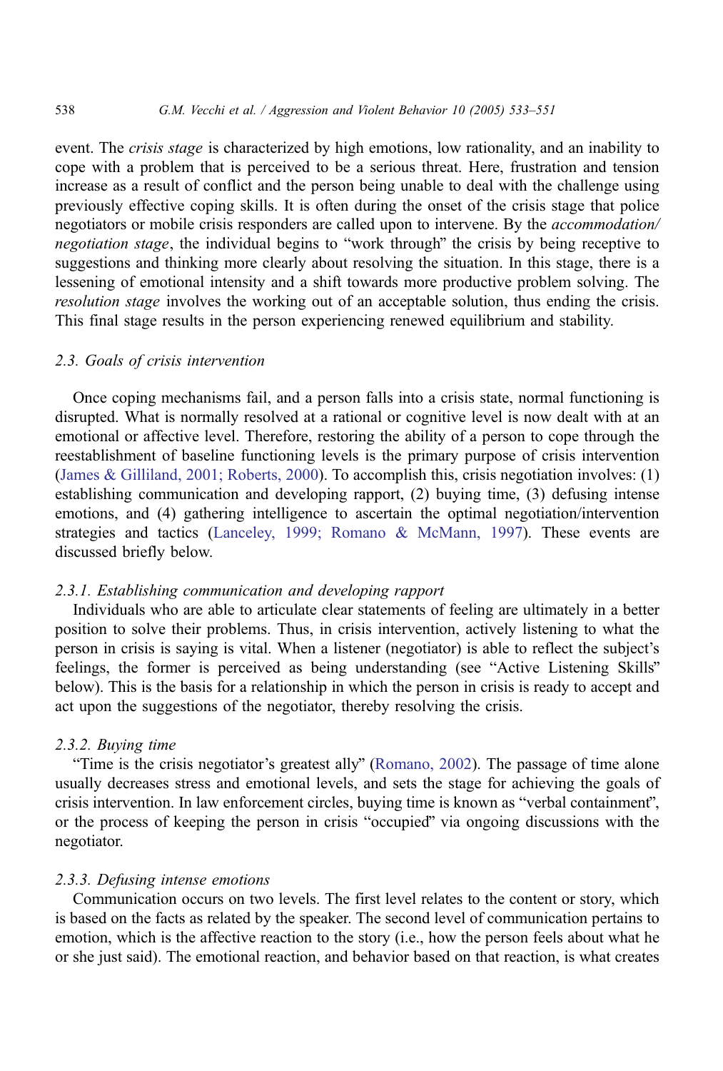event. The *crisis stage* is characterized by high emotions, low rationality, and an inability to cope with a problem that is perceived to be a serious threat. Here, frustration and tension increase as a result of conflict and the person being unable to deal with the challenge using previously effective coping skills. It is often during the onset of the crisis stage that police negotiators or mobile crisis responders are called upon to intervene. By the *accommodation/negotiation stage*, the individual begins to "work through" the crisis by being receptive to suggestions and thinking more clearly about resolving the situation. In this stage, there is a lessening of emotional intensity and a shift towards more productive problem solving. The *resolution stage* involves the working out of an acceptable solution, thus ending the crisis. This final stage results in the person experiencing renewed equilibrium and stability.

### 2.3. Goals of crisis intervention

Once coping mechanisms fail, and a person falls into a crisis state, normal functioning is disrupted. What is normally resolved at a rational or cognitive level is now dealt with at an emotional or affective level. Therefore, restoring the ability of a person to cope through the reestablishment of baseline functioning levels is the primary purpose of crisis intervention (James & Gilliland, 2001; Roberts, 2000). To accomplish this, crisis negotiation involves: (1) establishing communication and developing rapport, (2) buying time, (3) defusing intense emotions, and (4) gathering intelligence to ascertain the optimal negotiation/intervention strategies and tactics (Lanceley, 1999; Romano & McMann, 1997). These events are discussed briefly below.

#### 2.3.1. Establishing communication and developing rapport

Individuals who are able to articulate clear statements of feeling are ultimately in a better position to solve their problems. Thus, in crisis intervention, actively listening to what the person in crisis is saying is vital. When a listener (negotiator) is able to reflect the subject's feelings, the former is perceived as being understanding (see "Active Listening Skills" below). This is the basis for a relationship in which the person in crisis is ready to accept and act upon the suggestions of the negotiator, thereby resolving the crisis.

#### 2.3.2. Buying time

"Time is the crisis negotiator's greatest ally" (Romano, 2002). The passage of time alone usually decreases stress and emotional levels, and sets the stage for achieving the goals of crisis intervention. In law enforcement circles, buying time is known as "verbal containment", or the process of keeping the person in crisis "occupied" via ongoing discussions with the negotiator.

#### 2.3.3. Defusing intense emotions

Communication occurs on two levels. The first level relates to the content or story, which is based on the facts as related by the speaker. The second level of communication pertains to emotion, which is the affective reaction to the story (i.e., how the person feels about what he or she just said). The emotional reaction, and behavior based on that reaction, is what creates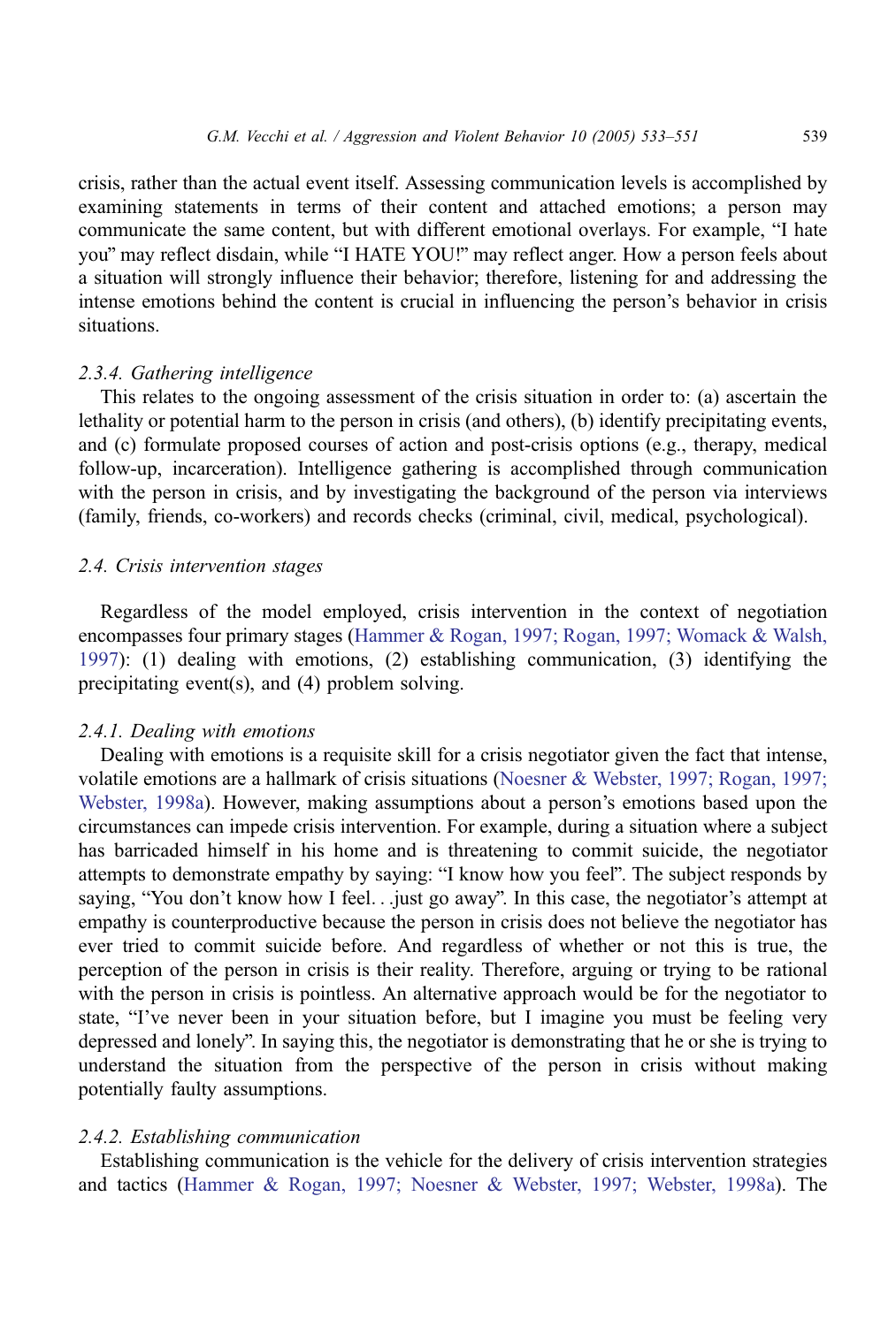crisis, rather than the actual event itself. Assessing communication levels is accomplished by examining statements in terms of their content and attached emotions; a person may communicate the same content, but with different emotional overlays. For example, "I hate you" may reflect disdain, while "I HATE YOU!" may reflect anger. How a person feels about a situation will strongly influence their behavior; therefore, listening for and addressing the intense emotions behind the content is crucial in influencing the person's behavior in crisis situations.

#### *2.3.4. Gathering intelligence*

This relates to the ongoing assessment of the crisis situation in order to: (a) ascertain the lethality or potential harm to the person in crisis (and others), (b) identify precipitating events, and (c) formulate proposed courses of action and post-crisis options (e.g., therapy, medical follow-up, incarceration). Intelligence gathering is accomplished through communication with the person in crisis, and by investigating the background of the person via interviews (family, friends, co-workers) and records checks (criminal, civil, medical, psychological).

### *2.4. Crisis intervention stages*

Regardless of the model employed, crisis intervention in the context of negotiation encompasses four primary stages (Hammer & Rogan, 1997; Rogan, 1997; Womack & Walsh, 1997): (1) dealing with emotions, (2) establishing communication, (3) identifying the precipitating event(s), and (4) problem solving.

#### *2.4.1. Dealing with emotions*

Dealing with emotions is a requisite skill for a crisis negotiator given the fact that intense, volatile emotions are a hallmark of crisis situations (Noesner & Webster, 1997; Rogan, 1997; Webster, 1998a). However, making assumptions about a person's emotions based upon the circumstances can impede crisis intervention. For example, during a situation where a subject has barricaded himself in his home and is threatening to commit suicide, the negotiator attempts to demonstrate empathy by saying: "I know how you feel". The subject responds by saying, "You don't know how I feel. . .just go away". In this case, the negotiator's attempt at empathy is counterproductive because the person in crisis does not believe the negotiator has ever tried to commit suicide before. And regardless of whether or not this is true, the perception of the person in crisis is their reality. Therefore, arguing or trying to be rational with the person in crisis is pointless. An alternative approach would be for the negotiator to state, "I've never been in your situation before, but I imagine you must be feeling very depressed and lonely". In saying this, the negotiator is demonstrating that he or she is trying to understand the situation from the perspective of the person in crisis without making potentially faulty assumptions.

#### *2.4.2. Establishing communication*

Establishing communication is the vehicle for the delivery of crisis intervention strategies and tactics (Hammer & Rogan, 1997; Noesner & Webster, 1997; Webster, 1998a). The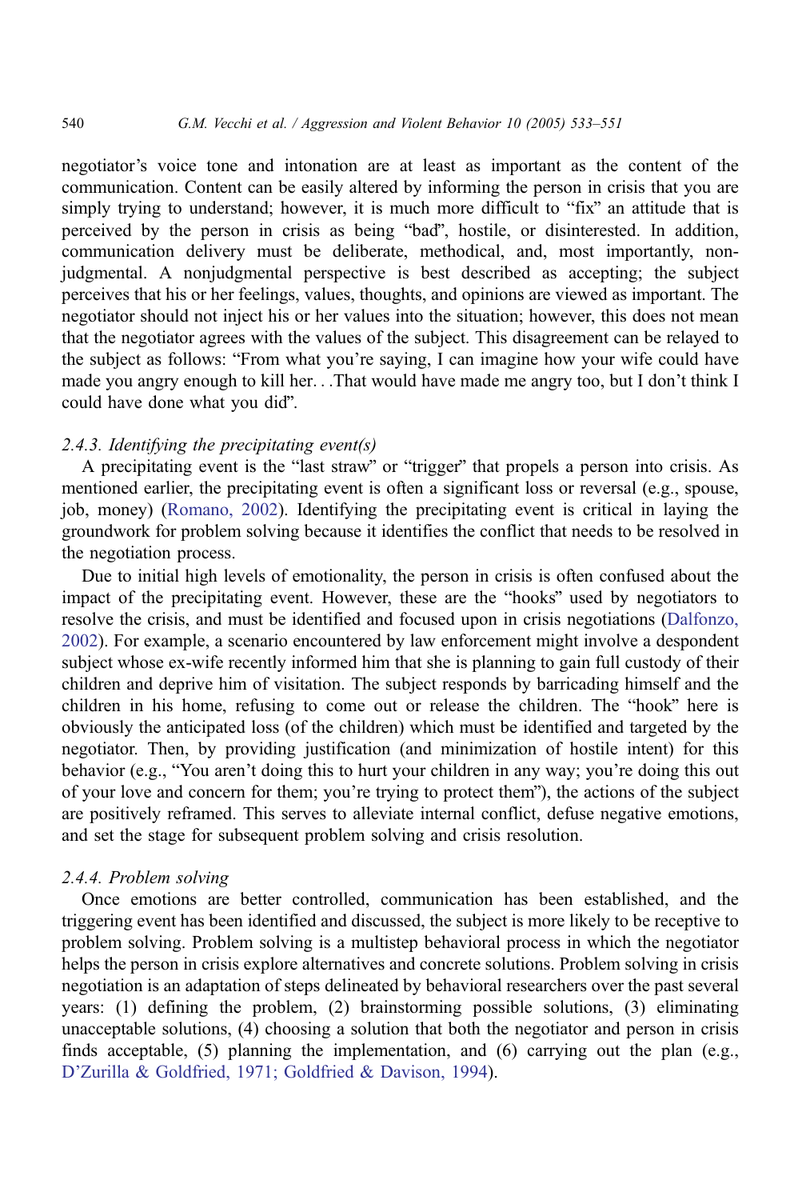negotiator's voice tone and intonation are at least as important as the content of the communication. Content can be easily altered by informing the person in crisis that you are simply trying to understand; however, it is much more difficult to "fix" an attitude that is perceived by the person in crisis as being "bad", hostile, or disinterested. In addition, communication delivery must be deliberate, methodical, and, most importantly, non-judgmental. A nonjudgmental perspective is best described as accepting; the subject perceives that his or her feelings, values, thoughts, and opinions are viewed as important. The negotiator should not inject his or her values into the situation; however, this does not mean that the negotiator agrees with the values of the subject. This disagreement can be relayed to the subject as follows: "From what you're saying, I can imagine how your wife could have made you angry enough to kill her. . .That would have made me angry too, but I don't think I could have done what you did".

### *2.4.3. Identifying the precipitating event(s)*

A precipitating event is the "last straw" or "trigger" that propels a person into crisis. As mentioned earlier, the precipitating event is often a significant loss or reversal (e.g., spouse, job, money) (Romano, 2002). Identifying the precipitating event is critical in laying the groundwork for problem solving because it identifies the conflict that needs to be resolved in the negotiation process.

Due to initial high levels of emotionality, the person in crisis is often confused about the impact of the precipitating event. However, these are the "hooks" used by negotiators to resolve the crisis, and must be identified and focused upon in crisis negotiations (Dalfonzo, 2002). For example, a scenario encountered by law enforcement might involve a despondent subject whose ex-wife recently informed him that she is planning to gain full custody of their children and deprive him of visitation. The subject responds by barricading himself and the children in his home, refusing to come out or release the children. The "hook" here is obviously the anticipated loss (of the children) which must be identified and targeted by the negotiator. Then, by providing justification (and minimization of hostile intent) for this behavior (e.g., "You aren't doing this to hurt your children in any way; you're doing this out of your love and concern for them; you're trying to protect them"), the actions of the subject are positively reframed. This serves to alleviate internal conflict, defuse negative emotions, and set the stage for subsequent problem solving and crisis resolution.

### *2.4.4. Problem solving*

Once emotions are better controlled, communication has been established, and the triggering event has been identified and discussed, the subject is more likely to be receptive to problem solving. Problem solving is a multistep behavioral process in which the negotiator helps the person in crisis explore alternatives and concrete solutions. Problem solving in crisis negotiation is an adaptation of steps delineated by behavioral researchers over the past several years: (1) defining the problem, (2) brainstorming possible solutions, (3) eliminating unacceptable solutions, (4) choosing a solution that both the negotiator and person in crisis finds acceptable, (5) planning the implementation, and (6) carrying out the plan (e.g., D'Zurilla & Goldfried, 1971; Goldfried & Davison, 1994).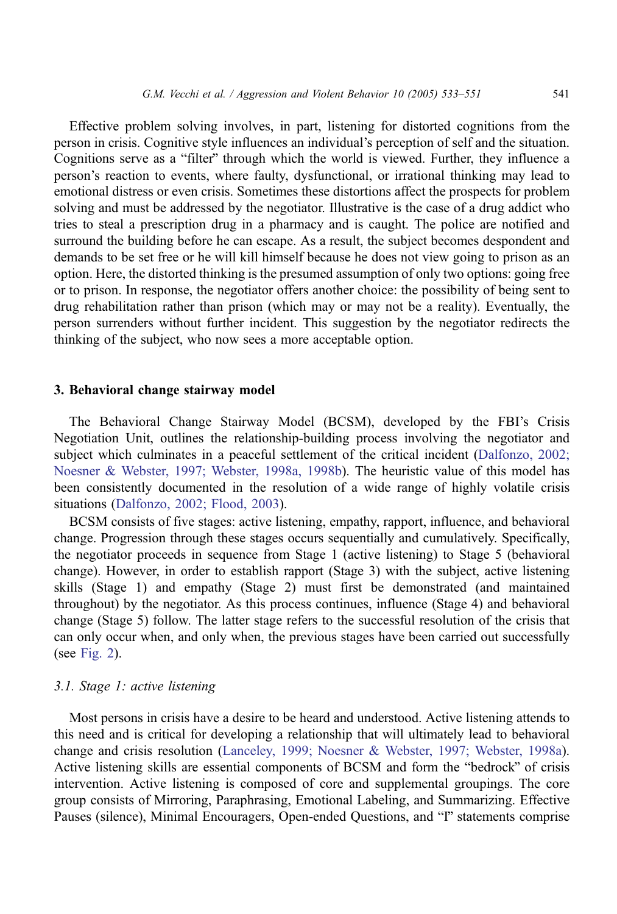Effective problem solving involves, in part, listening for distorted cognitions from the person in crisis. Cognitive style influences an individual's perception of self and the situation. Cognitions serve as a "filter" through which the world is viewed. Further, they influence a person's reaction to events, where faulty, dysfunctional, or irrational thinking may lead to emotional distress or even crisis. Sometimes these distortions affect the prospects for problem solving and must be addressed by the negotiator. Illustrative is the case of a drug addict who tries to steal a prescription drug in a pharmacy and is caught. The police are notified and surround the building before he can escape. As a result, the subject becomes despondent and demands to be set free or he will kill himself because he does not view going to prison as an option. Here, the distorted thinking is the presumed assumption of only two options: going free or to prison. In response, the negotiator offers another choice: the possibility of being sent to drug rehabilitation rather than prison (which may or may not be a reality). Eventually, the person surrenders without further incident. This suggestion by the negotiator redirects the thinking of the subject, who now sees a more acceptable option.

## 3. Behavioral change stairway model

The Behavioral Change Stairway Model (BCSM), developed by the FBI's Crisis Negotiation Unit, outlines the relationship-building process involving the negotiator and subject which culminates in a peaceful settlement of the critical incident (Dalfonzo, 2002; Noesner & Webster, 1997; Webster, 1998a, 1998b). The heuristic value of this model has been consistently documented in the resolution of a wide range of highly volatile crisis situations (Dalfonzo, 2002; Flood, 2003).

BCSM consists of five stages: active listening, empathy, rapport, influence, and behavioral change. Progression through these stages occurs sequentially and cumulatively. Specifically, the negotiator proceeds in sequence from Stage 1 (active listening) to Stage 5 (behavioral change). However, in order to establish rapport (Stage 3) with the subject, active listening skills (Stage 1) and empathy (Stage 2) must first be demonstrated (and maintained throughout) by the negotiator. As this process continues, influence (Stage 4) and behavioral change (Stage 5) follow. The latter stage refers to the successful resolution of the crisis that can only occur when, and only when, the previous stages have been carried out successfully (see Fig. 2).

### *3.1. Stage 1: active listening*

Most persons in crisis have a desire to be heard and understood. Active listening attends to this need and is critical for developing a relationship that will ultimately lead to behavioral change and crisis resolution (Lanceley, 1999; Noesner & Webster, 1997; Webster, 1998a). Active listening skills are essential components of BCSM and form the "bedrock" of crisis intervention. Active listening is composed of core and supplemental groupings. The core group consists of Mirroring, Paraphrasing, Emotional Labeling, and Summarizing. Effective Pauses (silence), Minimal Encouragers, Open-ended Questions, and "I" statements comprise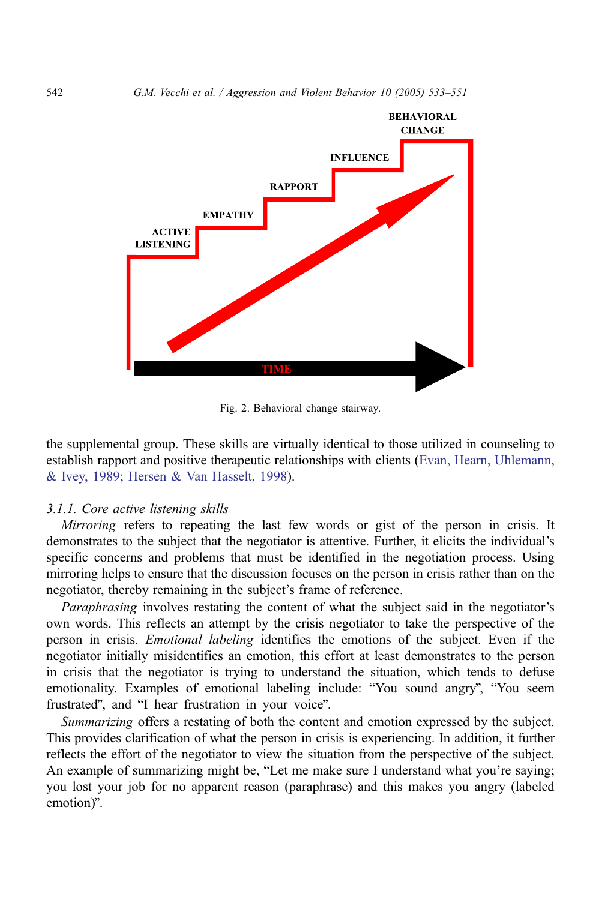Fig. 2. Behavioral change stairway.

the supplemental group. These skills are virtually identical to those utilized in counseling to establish rapport and positive therapeutic relationships with clients (Evan, Hearn, Uhlemann, & Ivey, 1989; Hersen & Van Hasselt, 1998).

#### *3.1.1. Core active listening skills*

*Mirroring* refers to repeating the last few words or gist of the person in crisis. It demonstrates to the subject that the negotiator is attentive. Further, it elicits the individual's specific concerns and problems that must be identified in the negotiation process. Using mirroring helps to ensure that the discussion focuses on the person in crisis rather than on the negotiator, thereby remaining in the subject's frame of reference.

*Paraphrasing* involves restating the content of what the subject said in the negotiator's own words. This reflects an attempt by the crisis negotiator to take the perspective of the person in crisis. *Emotional labeling* identifies the emotions of the subject. Even if the negotiator initially misidentifies an emotion, this effort at least demonstrates to the person in crisis that the negotiator is trying to understand the situation, which tends to defuse emotionality. Examples of emotional labeling include: "You sound angry", "You seem frustrated", and "I hear frustration in your voice".

*Summarizing* offers a restating of both the content and emotion expressed by the subject. This provides clarification of what the person in crisis is experiencing. In addition, it further reflects the effort of the negotiator to view the situation from the perspective of the subject. An example of summarizing might be, "Let me make sure I understand what you're saying; you lost your job for no apparent reason (paraphrase) and this makes you angry (labeled emotion)".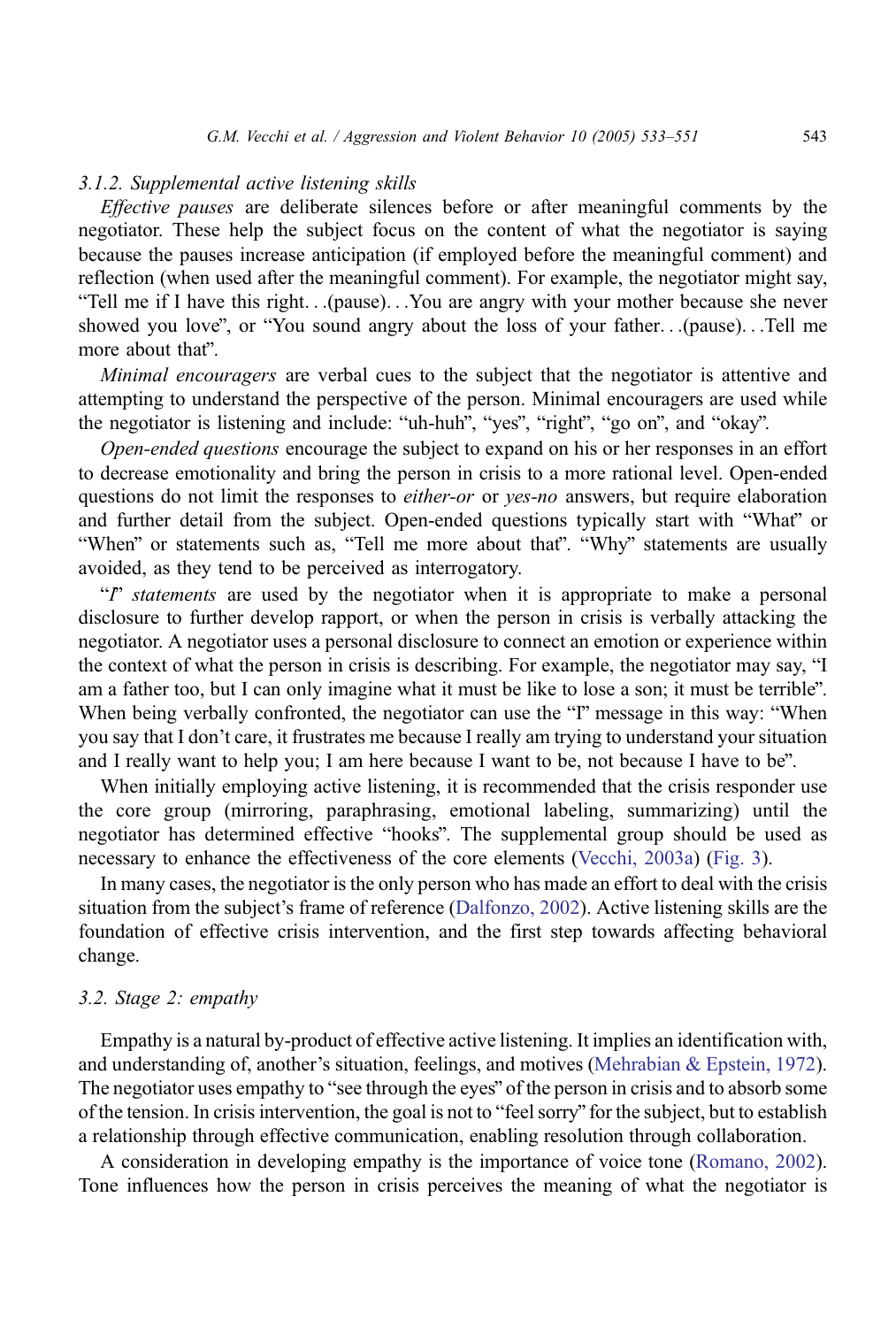### 3.1.2. Supplemental active listening skills

*Effective pauses* are deliberate silences before or after meaningful comments by the negotiator. These help the subject focus on the content of what the negotiator is saying because the pauses increase anticipation (if employed before the meaningful comment) and reflection (when used after the meaningful comment). For example, the negotiator might say, "Tell me if I have this right. . .(pause). . .You are angry with your mother because she never showed you love", or "You sound angry about the loss of your father. . .(pause). . .Tell me more about that".

*Minimal encouragers* are verbal cues to the subject that the negotiator is attentive and attempting to understand the perspective of the person. Minimal encouragers are used while the negotiator is listening and include: "uh-huh", "yes", "right", "go on", and "okay".

*Open-ended questions* encourage the subject to expand on his or her responses in an effort to decrease emotionality and bring the person in crisis to a more rational level. Open-ended questions do not limit the responses to *either-or* or *yes-no* answers, but require elaboration and further detail from the subject. Open-ended questions typically start with "What" or "When" or statements such as, "Tell me more about that". "Why" statements are usually avoided, as they tend to be perceived as interrogatory.

"*I*" *statements* are used by the negotiator when it is appropriate to make a personal disclosure to further develop rapport, or when the person in crisis is verbally attacking the negotiator. A negotiator uses a personal disclosure to connect an emotion or experience within the context of what the person in crisis is describing. For example, the negotiator may say, "I am a father too, but I can only imagine what it must be like to lose a son; it must be terrible". When being verbally confronted, the negotiator can use the "I" message in this way: "When you say that I don't care, it frustrates me because I really am trying to understand your situation and I really want to help you; I am here because I want to be, not because I have to be".

When initially employing active listening, it is recommended that the crisis responder use the core group (mirroring, paraphrasing, emotional labeling, summarizing) until the negotiator has determined effective "hooks". The supplemental group should be used as necessary to enhance the effectiveness of the core elements (Vecchi, 2003a) (Fig. 3).

In many cases, the negotiator is the only person who has made an effort to deal with the crisis situation from the subject's frame of reference (Dalfonzo, 2002). Active listening skills are the foundation of effective crisis intervention, and the first step towards affecting behavioral change.

## 3.2. Stage 2: empathy

Empathy is a natural by-product of effective active listening. It implies an identification with, and understanding of, another's situation, feelings, and motives (Mehrabian & Epstein, 1972). The negotiator uses empathy to "see through the eyes" of the person in crisis and to absorb some of the tension. In crisis intervention, the goal is not to "feel sorry" for the subject, but to establish a relationship through effective communication, enabling resolution through collaboration.

A consideration in developing empathy is the importance of voice tone (Romano, 2002). Tone influences how the person in crisis perceives the meaning of what the negotiator is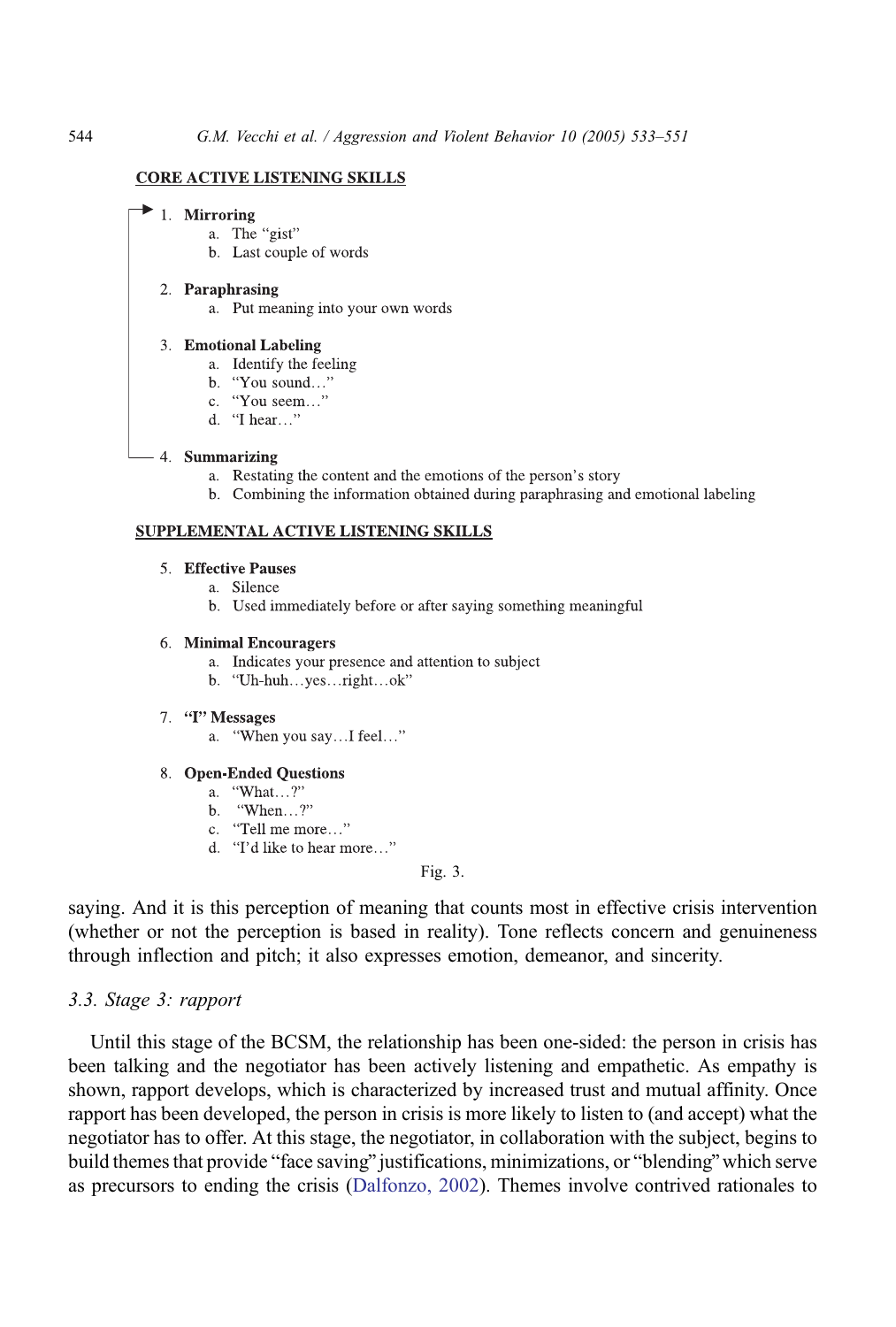**CORE ACTIVE LISTENING SKILLS**

1. **Mirroring**
   a. The "gist"
   b. Last couple of words

2. **Paraphrasing**
   a. Put meaning into your own words

3. **Emotional Labeling**
   a. Identify the feeling
   b. "You sound…"
   c. "You seem…"
   d. "I hear…"

4. **Summarizing**
   a. Restating the content and the emotions of the person's story
   b. Combining the information obtained during paraphrasing and emotional labeling

**SUPPLEMENTAL ACTIVE LISTENING SKILLS**

5. **Effective Pauses**
   a. Silence
   b. Used immediately before or after saying something meaningful

6. **Minimal Encouragers**
   a. Indicates your presence and attention to subject
   b. "Uh-huh…yes…right…ok"

7. **"I" Messages**
   a. "When you say…I feel…"

8. **Open-Ended Questions**
   a. "What…?"
   b. "When…?"
   c. "Tell me more…"
   d. "I'd like to hear more…"

Fig. 3.

saying. And it is this perception of meaning that counts most in effective crisis intervention (whether or not the perception is based in reality). Tone reflects concern and genuineness through inflection and pitch; it also expresses emotion, demeanor, and sincerity.

### *3.3. Stage 3: rapport*

Until this stage of the BCSM, the relationship has been one-sided: the person in crisis has been talking and the negotiator has been actively listening and empathetic. As empathy is shown, rapport develops, which is characterized by increased trust and mutual affinity. Once rapport has been developed, the person in crisis is more likely to listen to (and accept) what the negotiator has to offer. At this stage, the negotiator, in collaboration with the subject, begins to build themes that provide "face saving" justifications, minimizations, or "blending" which serve as precursors to ending the crisis (Dalfonzo, 2002). Themes involve contrived rationales to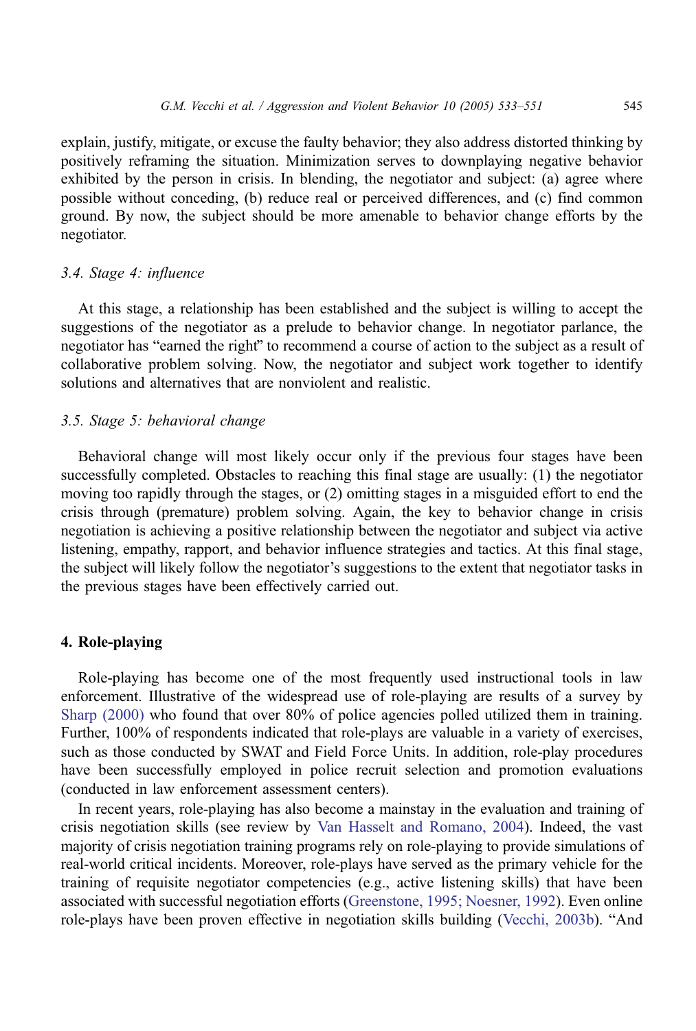explain, justify, mitigate, or excuse the faulty behavior; they also address distorted thinking by positively reframing the situation. Minimization serves to downplaying negative behavior exhibited by the person in crisis. In blending, the negotiator and subject: (a) agree where possible without conceding, (b) reduce real or perceived differences, and (c) find common ground. By now, the subject should be more amenable to behavior change efforts by the negotiator.

### *3.4. Stage 4: influence*

At this stage, a relationship has been established and the subject is willing to accept the suggestions of the negotiator as a prelude to behavior change. In negotiator parlance, the negotiator has "earned the right" to recommend a course of action to the subject as a result of collaborative problem solving. Now, the negotiator and subject work together to identify solutions and alternatives that are nonviolent and realistic.

### *3.5. Stage 5: behavioral change*

Behavioral change will most likely occur only if the previous four stages have been successfully completed. Obstacles to reaching this final stage are usually: (1) the negotiator moving too rapidly through the stages, or (2) omitting stages in a misguided effort to end the crisis through (premature) problem solving. Again, the key to behavior change in crisis negotiation is achieving a positive relationship between the negotiator and subject via active listening, empathy, rapport, and behavior influence strategies and tactics. At this final stage, the subject will likely follow the negotiator's suggestions to the extent that negotiator tasks in the previous stages have been effectively carried out.

## **4. Role-playing**

Role-playing has become one of the most frequently used instructional tools in law enforcement. Illustrative of the widespread use of role-playing are results of a survey by Sharp (2000) who found that over 80% of police agencies polled utilized them in training. Further, 100% of respondents indicated that role-plays are valuable in a variety of exercises, such as those conducted by SWAT and Field Force Units. In addition, role-play procedures have been successfully employed in police recruit selection and promotion evaluations (conducted in law enforcement assessment centers).

In recent years, role-playing has also become a mainstay in the evaluation and training of crisis negotiation skills (see review by Van Hasselt and Romano, 2004). Indeed, the vast majority of crisis negotiation training programs rely on role-playing to provide simulations of real-world critical incidents. Moreover, role-plays have served as the primary vehicle for the training of requisite negotiator competencies (e.g., active listening skills) that have been associated with successful negotiation efforts (Greenstone, 1995; Noesner, 1992). Even online role-plays have been proven effective in negotiation skills building (Vecchi, 2003b). "And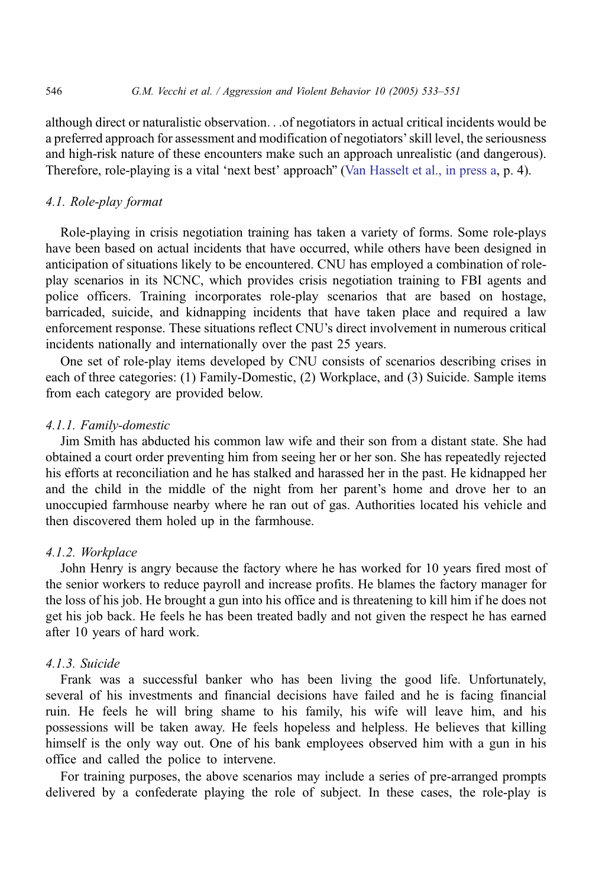although direct or naturalistic observation. . .of negotiators in actual critical incidents would be a preferred approach for assessment and modification of negotiators' skill level, the seriousness and high-risk nature of these encounters make such an approach unrealistic (and dangerous). Therefore, role-playing is a vital 'next best' approach" (Van Hasselt et al., in press a, p. 4).

### *4.1. Role-play format*

Role-playing in crisis negotiation training has taken a variety of forms. Some role-plays have been based on actual incidents that have occurred, while others have been designed in anticipation of situations likely to be encountered. CNU has employed a combination of role-play scenarios in its NCNC, which provides crisis negotiation training to FBI agents and police officers. Training incorporates role-play scenarios that are based on hostage, barricaded, suicide, and kidnapping incidents that have taken place and required a law enforcement response. These situations reflect CNU's direct involvement in numerous critical incidents nationally and internationally over the past 25 years.

One set of role-play items developed by CNU consists of scenarios describing crises in each of three categories: (1) Family-Domestic, (2) Workplace, and (3) Suicide. Sample items from each category are provided below.

#### *4.1.1. Family-domestic*

Jim Smith has abducted his common law wife and their son from a distant state. She had obtained a court order preventing him from seeing her or her son. She has repeatedly rejected his efforts at reconciliation and he has stalked and harassed her in the past. He kidnapped her and the child in the middle of the night from her parent's home and drove her to an unoccupied farmhouse nearby where he ran out of gas. Authorities located his vehicle and then discovered them holed up in the farmhouse.

#### *4.1.2. Workplace*

John Henry is angry because the factory where he has worked for 10 years fired most of the senior workers to reduce payroll and increase profits. He blames the factory manager for the loss of his job. He brought a gun into his office and is threatening to kill him if he does not get his job back. He feels he has been treated badly and not given the respect he has earned after 10 years of hard work.

#### *4.1.3. Suicide*

Frank was a successful banker who has been living the good life. Unfortunately, several of his investments and financial decisions have failed and he is facing financial ruin. He feels he will bring shame to his family, his wife will leave him, and his possessions will be taken away. He feels hopeless and helpless. He believes that killing himself is the only way out. One of his bank employees observed him with a gun in his office and called the police to intervene.

For training purposes, the above scenarios may include a series of pre-arranged prompts delivered by a confederate playing the role of subject. In these cases, the role-play is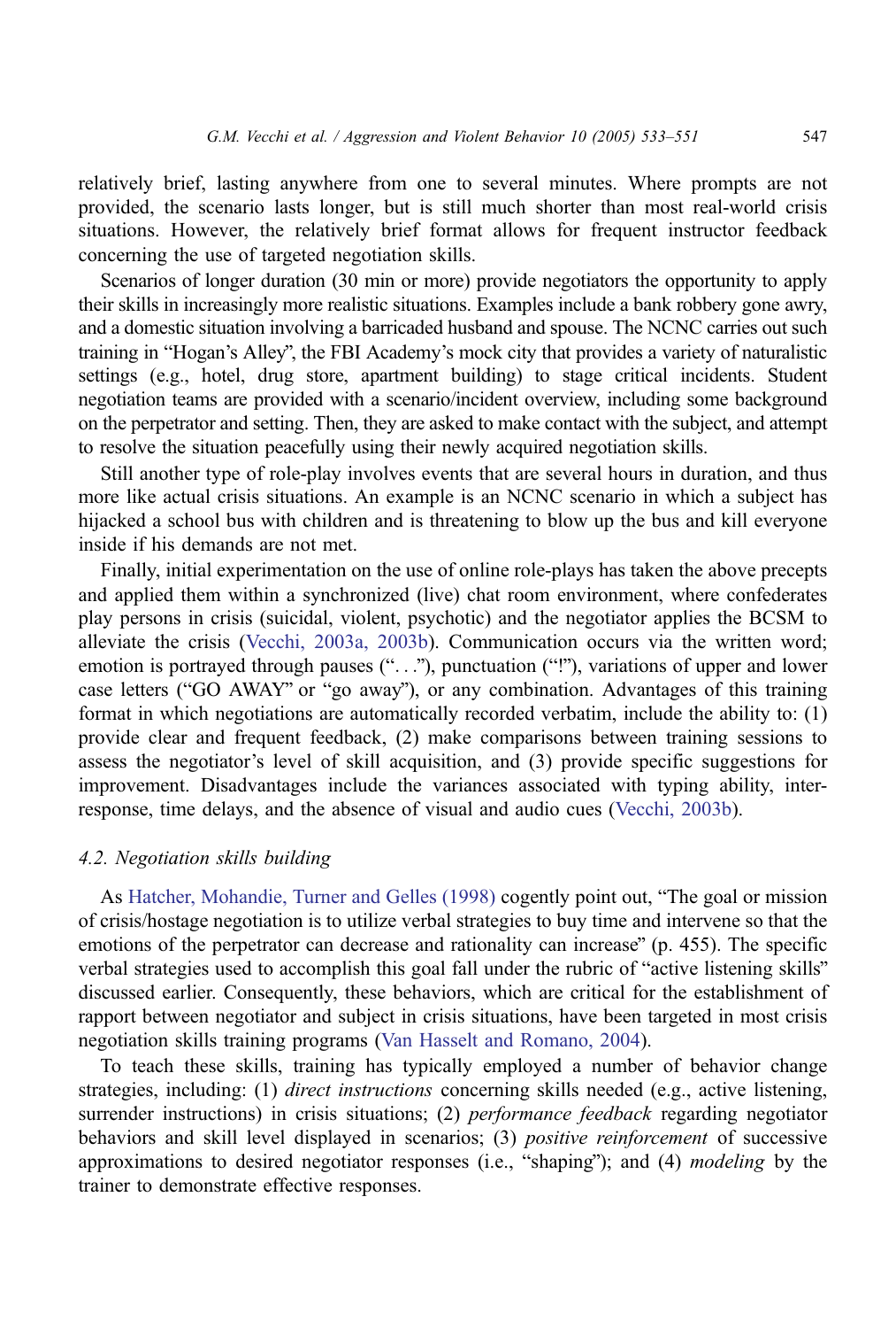relatively brief, lasting anywhere from one to several minutes. Where prompts are not provided, the scenario lasts longer, but is still much shorter than most real-world crisis situations. However, the relatively brief format allows for frequent instructor feedback concerning the use of targeted negotiation skills.

Scenarios of longer duration (30 min or more) provide negotiators the opportunity to apply their skills in increasingly more realistic situations. Examples include a bank robbery gone awry, and a domestic situation involving a barricaded husband and spouse. The NCNC carries out such training in "Hogan's Alley", the FBI Academy's mock city that provides a variety of naturalistic settings (e.g., hotel, drug store, apartment building) to stage critical incidents. Student negotiation teams are provided with a scenario/incident overview, including some background on the perpetrator and setting. Then, they are asked to make contact with the subject, and attempt to resolve the situation peacefully using their newly acquired negotiation skills.

Still another type of role-play involves events that are several hours in duration, and thus more like actual crisis situations. An example is an NCNC scenario in which a subject has hijacked a school bus with children and is threatening to blow up the bus and kill everyone inside if his demands are not met.

Finally, initial experimentation on the use of online role-plays has taken the above precepts and applied them within a synchronized (live) chat room environment, where confederates play persons in crisis (suicidal, violent, psychotic) and the negotiator applies the BCSM to alleviate the crisis (Vecchi, 2003a, 2003b). Communication occurs via the written word; emotion is portrayed through pauses ("..."), punctuation ("!"), variations of upper and lower case letters ("GO AWAY" or "go away"), or any combination. Advantages of this training format in which negotiations are automatically recorded verbatim, include the ability to: (1) provide clear and frequent feedback, (2) make comparisons between training sessions to assess the negotiator's level of skill acquisition, and (3) provide specific suggestions for improvement. Disadvantages include the variances associated with typing ability, inter-response, time delays, and the absence of visual and audio cues (Vecchi, 2003b).

### 4.2. Negotiation skills building

As Hatcher, Mohandie, Turner and Gelles (1998) cogently point out, "The goal or mission of crisis/hostage negotiation is to utilize verbal strategies to buy time and intervene so that the emotions of the perpetrator can decrease and rationality can increase" (p. 455). The specific verbal strategies used to accomplish this goal fall under the rubric of "active listening skills" discussed earlier. Consequently, these behaviors, which are critical for the establishment of rapport between negotiator and subject in crisis situations, have been targeted in most crisis negotiation skills training programs (Van Hasselt and Romano, 2004).

To teach these skills, training has typically employed a number of behavior change strategies, including: (1) *direct instructions* concerning skills needed (e.g., active listening, surrender instructions) in crisis situations; (2) *performance feedback* regarding negotiator behaviors and skill level displayed in scenarios; (3) *positive reinforcement* of successive approximations to desired negotiator responses (i.e., "shaping"); and (4) *modeling* by the trainer to demonstrate effective responses.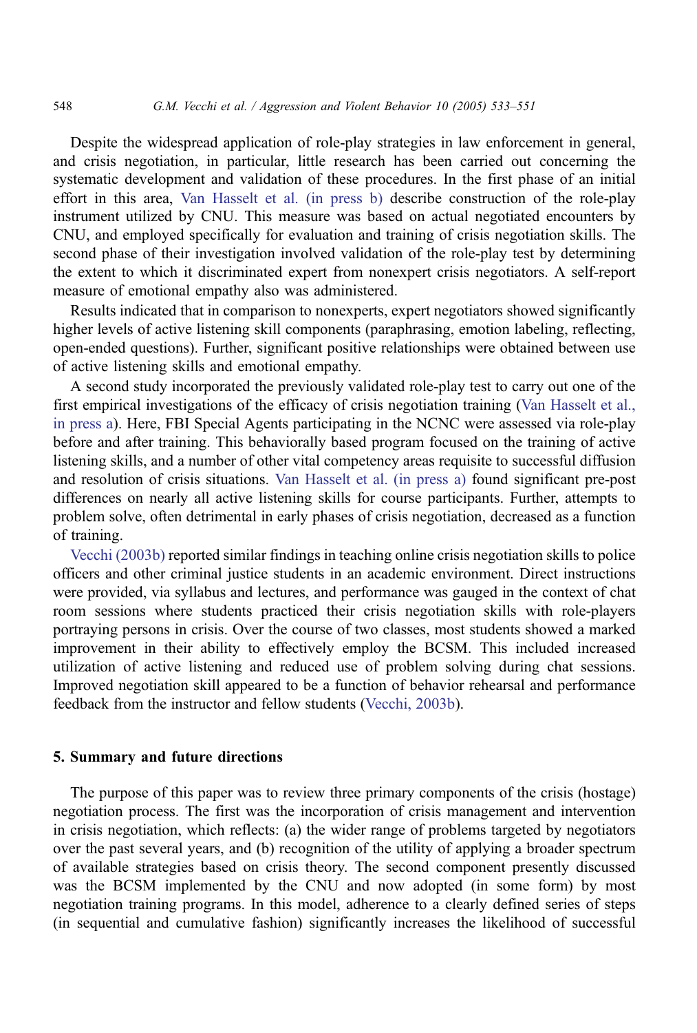Despite the widespread application of role-play strategies in law enforcement in general, and crisis negotiation, in particular, little research has been carried out concerning the systematic development and validation of these procedures. In the first phase of an initial effort in this area, Van Hasselt et al. (in press b) describe construction of the role-play instrument utilized by CNU. This measure was based on actual negotiated encounters by CNU, and employed specifically for evaluation and training of crisis negotiation skills. The second phase of their investigation involved validation of the role-play test by determining the extent to which it discriminated expert from nonexpert crisis negotiators. A self-report measure of emotional empathy also was administered.

Results indicated that in comparison to nonexperts, expert negotiators showed significantly higher levels of active listening skill components (paraphrasing, emotion labeling, reflecting, open-ended questions). Further, significant positive relationships were obtained between use of active listening skills and emotional empathy.

A second study incorporated the previously validated role-play test to carry out one of the first empirical investigations of the efficacy of crisis negotiation training (Van Hasselt et al., in press a). Here, FBI Special Agents participating in the NCNC were assessed via role-play before and after training. This behaviorally based program focused on the training of active listening skills, and a number of other vital competency areas requisite to successful diffusion and resolution of crisis situations. Van Hasselt et al. (in press a) found significant pre-post differences on nearly all active listening skills for course participants. Further, attempts to problem solve, often detrimental in early phases of crisis negotiation, decreased as a function of training.

Vecchi (2003b) reported similar findings in teaching online crisis negotiation skills to police officers and other criminal justice students in an academic environment. Direct instructions were provided, via syllabus and lectures, and performance was gauged in the context of chat room sessions where students practiced their crisis negotiation skills with role-players portraying persons in crisis. Over the course of two classes, most students showed a marked improvement in their ability to effectively employ the BCSM. This included increased utilization of active listening and reduced use of problem solving during chat sessions. Improved negotiation skill appeared to be a function of behavior rehearsal and performance feedback from the instructor and fellow students (Vecchi, 2003b).

## 5. Summary and future directions

The purpose of this paper was to review three primary components of the crisis (hostage) negotiation process. The first was the incorporation of crisis management and intervention in crisis negotiation, which reflects: (a) the wider range of problems targeted by negotiators over the past several years, and (b) recognition of the utility of applying a broader spectrum of available strategies based on crisis theory. The second component presently discussed was the BCSM implemented by the CNU and now adopted (in some form) by most negotiation training programs. In this model, adherence to a clearly defined series of steps (in sequential and cumulative fashion) significantly increases the likelihood of successful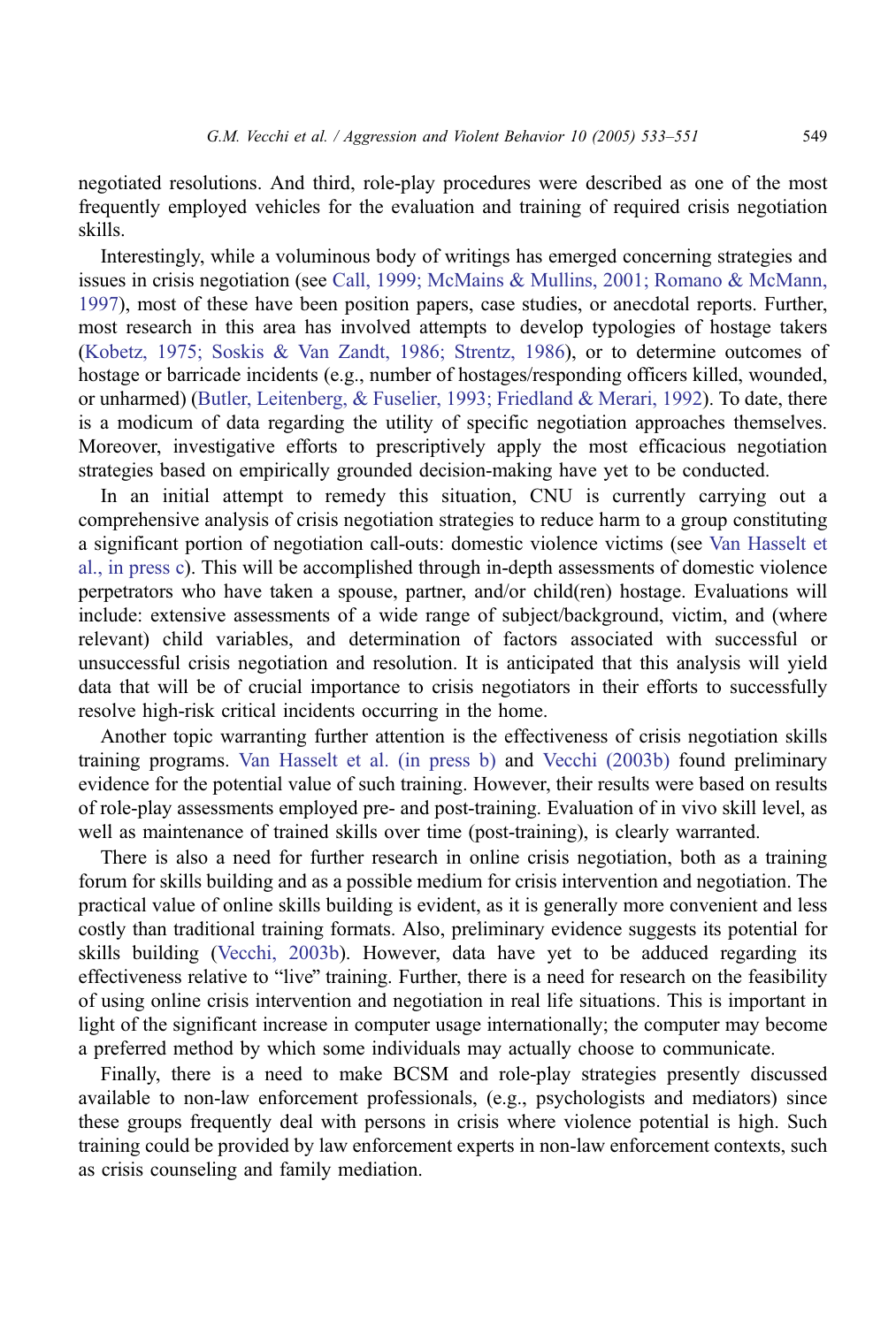negotiated resolutions. And third, role-play procedures were described as one of the most frequently employed vehicles for the evaluation and training of required crisis negotiation skills.

Interestingly, while a voluminous body of writings has emerged concerning strategies and issues in crisis negotiation (see Call, 1999; McMains & Mullins, 2001; Romano & McMann, 1997), most of these have been position papers, case studies, or anecdotal reports. Further, most research in this area has involved attempts to develop typologies of hostage takers (Kobetz, 1975; Soskis & Van Zandt, 1986; Strentz, 1986), or to determine outcomes of hostage or barricade incidents (e.g., number of hostages/responding officers killed, wounded, or unharmed) (Butler, Leitenberg, & Fuselier, 1993; Friedland & Merari, 1992). To date, there is a modicum of data regarding the utility of specific negotiation approaches themselves. Moreover, investigative efforts to prescriptively apply the most efficacious negotiation strategies based on empirically grounded decision-making have yet to be conducted.

In an initial attempt to remedy this situation, CNU is currently carrying out a comprehensive analysis of crisis negotiation strategies to reduce harm to a group constituting a significant portion of negotiation call-outs: domestic violence victims (see Van Hasselt et al., in press c). This will be accomplished through in-depth assessments of domestic violence perpetrators who have taken a spouse, partner, and/or child(ren) hostage. Evaluations will include: extensive assessments of a wide range of subject/background, victim, and (where relevant) child variables, and determination of factors associated with successful or unsuccessful crisis negotiation and resolution. It is anticipated that this analysis will yield data that will be of crucial importance to crisis negotiators in their efforts to successfully resolve high-risk critical incidents occurring in the home.

Another topic warranting further attention is the effectiveness of crisis negotiation skills training programs. Van Hasselt et al. (in press b) and Vecchi (2003b) found preliminary evidence for the potential value of such training. However, their results were based on results of role-play assessments employed pre- and post-training. Evaluation of in vivo skill level, as well as maintenance of trained skills over time (post-training), is clearly warranted.

There is also a need for further research in online crisis negotiation, both as a training forum for skills building and as a possible medium for crisis intervention and negotiation. The practical value of online skills building is evident, as it is generally more convenient and less costly than traditional training formats. Also, preliminary evidence suggests its potential for skills building (Vecchi, 2003b). However, data have yet to be adduced regarding its effectiveness relative to "live" training. Further, there is a need for research on the feasibility of using online crisis intervention and negotiation in real life situations. This is important in light of the significant increase in computer usage internationally; the computer may become a preferred method by which some individuals may actually choose to communicate.

Finally, there is a need to make BCSM and role-play strategies presently discussed available to non-law enforcement professionals, (e.g., psychologists and mediators) since these groups frequently deal with persons in crisis where violence potential is high. Such training could be provided by law enforcement experts in non-law enforcement contexts, such as crisis counseling and family mediation.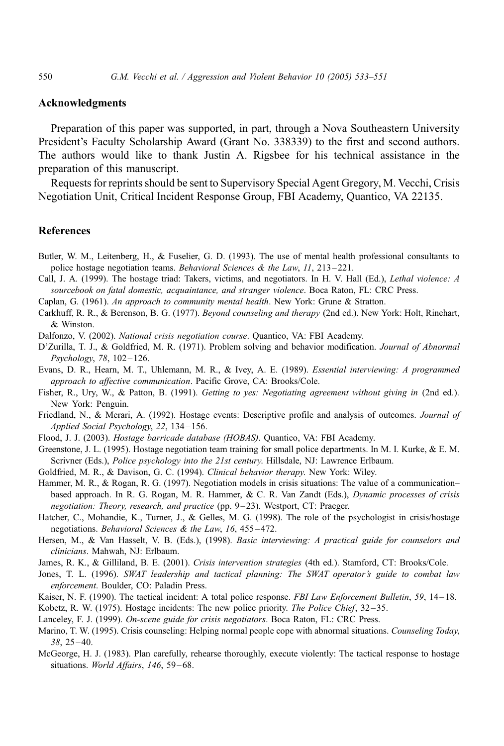## Acknowledgments

Preparation of this paper was supported, in part, through a Nova Southeastern University President's Faculty Scholarship Award (Grant No. 338339) to the first and second authors. The authors would like to thank Justin A. Rigsbee for his technical assistance in the preparation of this manuscript.

Requests for reprints should be sent to Supervisory Special Agent Gregory, M. Vecchi, Crisis Negotiation Unit, Critical Incident Response Group, FBI Academy, Quantico, VA 22135.

## References

Butler, W. M., Leitenberg, H., & Fuselier, G. D. (1993). The use of mental health professional consultants to police hostage negotiation teams. *Behavioral Sciences & the Law*, *11*, 213–221.

Call, J. A. (1999). The hostage triad: Takers, victims, and negotiators. In H. V. Hall (Ed.), *Lethal violence: A sourcebook on fatal domestic, acquaintance, and stranger violence*. Boca Raton, FL: CRC Press.

Caplan, G. (1961). *An approach to community mental health*. New York: Grune & Stratton.

Carkhuff, R. R., & Berenson, B. G. (1977). *Beyond counseling and therapy* (2nd ed.). New York: Holt, Rinehart, & Winston.

Dalfonzo, V. (2002). *National crisis negotiation course*. Quantico, VA: FBI Academy.

D'Zurilla, T. J., & Goldfried, M. R. (1971). Problem solving and behavior modification. *Journal of Abnormal Psychology*, *78*, 102–126.

Evans, D. R., Hearn, M. T., Uhlemann, M. R., & Ivey, A. E. (1989). *Essential interviewing: A programmed approach to affective communication*. Pacific Grove, CA: Brooks/Cole.

Fisher, R., Ury, W., & Patton, B. (1991). *Getting to yes: Negotiating agreement without giving in* (2nd ed.). New York: Penguin.

Friedland, N., & Merari, A. (1992). Hostage events: Descriptive profile and analysis of outcomes. *Journal of Applied Social Psychology*, *22*, 134–156.

Flood, J. J. (2003). *Hostage barricade database (HOBAS)*. Quantico, VA: FBI Academy.

Greenstone, J. L. (1995). Hostage negotiation team training for small police departments. In M. I. Kurke, & E. M. Scrivner (Eds.), *Police psychology into the 21st century.* Hillsdale, NJ: Lawrence Erlbaum.

Goldfried, M. R., & Davison, G. C. (1994). *Clinical behavior therapy.* New York: Wiley.

Hammer, M. R., & Rogan, R. G. (1997). Negotiation models in crisis situations: The value of a communication–based approach. In R. G. Rogan, M. R. Hammer, & C. R. Van Zandt (Eds.), *Dynamic processes of crisis negotiation: Theory, research, and practice* (pp. 9–23). Westport, CT: Praeger.

Hatcher, C., Mohandie, K., Turner, J., & Gelles, M. G. (1998). The role of the psychologist in crisis/hostage negotiations. *Behavioral Sciences & the Law*, *16*, 455–472.

Hersen, M., & Van Hasselt, V. B. (Eds.), (1998). *Basic interviewing: A practical guide for counselors and clinicians*. Mahwah, NJ: Erlbaum.

James, R. K., & Gilliland, B. E. (2001). *Crisis intervention strategies* (4th ed.). Stamford, CT: Brooks/Cole.

Jones, T. L. (1996). *SWAT leadership and tactical planning: The SWAT operator's guide to combat law enforcement*. Boulder, CO: Paladin Press.

Kaiser, N. F. (1990). The tactical incident: A total police response. *FBI Law Enforcement Bulletin*, *59*, 14–18.

Kobetz, R. W. (1975). Hostage incidents: The new police priority. *The Police Chief*, 32–35.

Lanceley, F. J. (1999). *On-scene guide for crisis negotiators*. Boca Raton, FL: CRC Press.

Marino, T. W. (1995). Crisis counseling: Helping normal people cope with abnormal situations. *Counseling Today*, *38*, 25–40.

McGeorge, H. J. (1983). Plan carefully, rehearse thoroughly, execute violently: The tactical response to hostage situations. *World Affairs*, *146*, 59–68.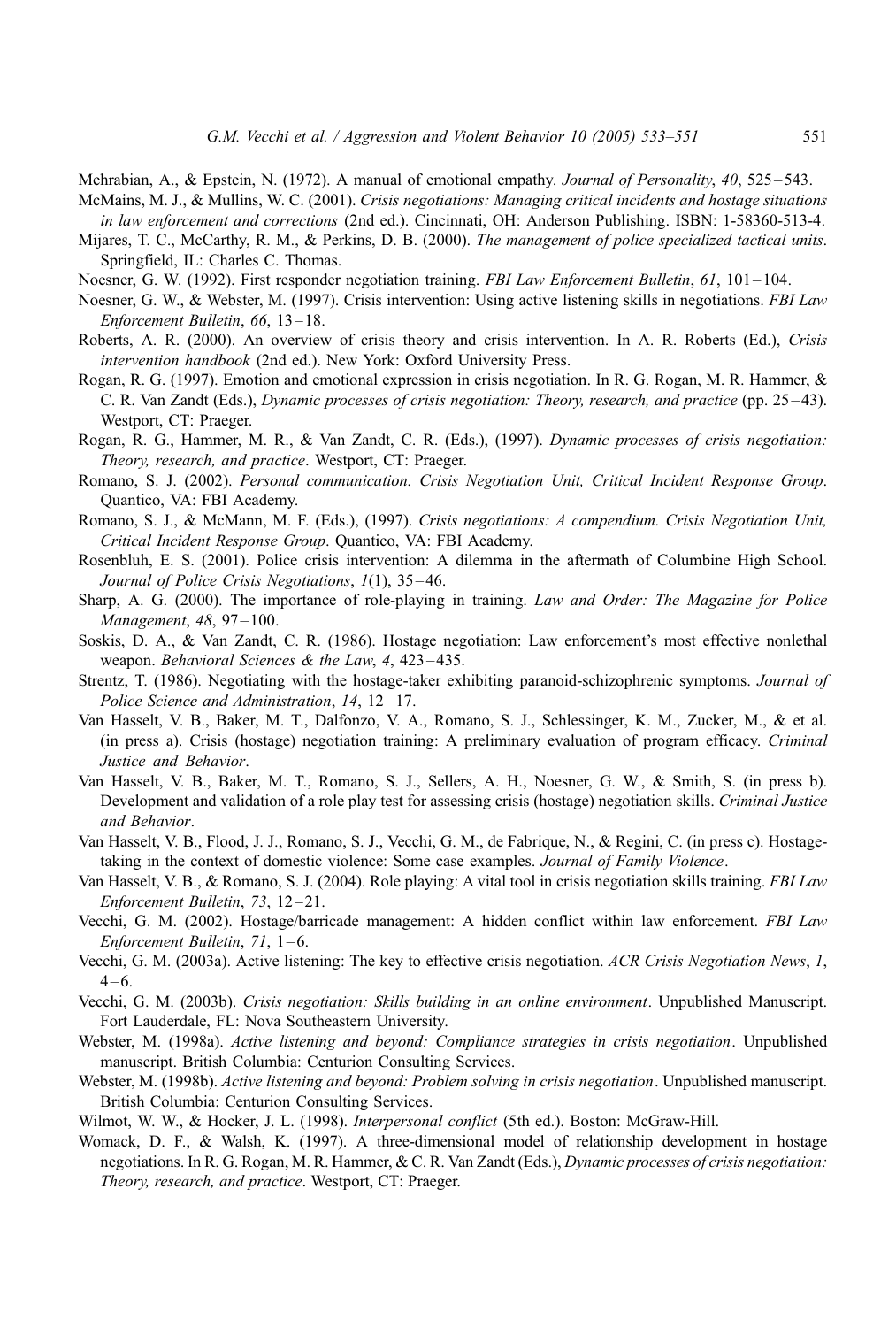Mehrabian, A., & Epstein, N. (1972). A manual of emotional empathy. *Journal of Personality*, *40*, 525–543.

McMains, M. J., & Mullins, W. C. (2001). *Crisis negotiations: Managing critical incidents and hostage situations in law enforcement and corrections* (2nd ed.). Cincinnati, OH: Anderson Publishing. ISBN: 1-58360-513-4.

Mijares, T. C., McCarthy, R. M., & Perkins, D. B. (2000). *The management of police specialized tactical units*. Springfield, IL: Charles C. Thomas.

Noesner, G. W. (1992). First responder negotiation training. *FBI Law Enforcement Bulletin*, *61*, 101–104.

Noesner, G. W., & Webster, M. (1997). Crisis intervention: Using active listening skills in negotiations. *FBI Law Enforcement Bulletin*, *66*, 13–18.

Roberts, A. R. (2000). An overview of crisis theory and crisis intervention. In A. R. Roberts (Ed.), *Crisis intervention handbook* (2nd ed.). New York: Oxford University Press.

Rogan, R. G. (1997). Emotion and emotional expression in crisis negotiation. In R. G. Rogan, M. R. Hammer, & C. R. Van Zandt (Eds.), *Dynamic processes of crisis negotiation: Theory, research, and practice* (pp. 25–43). Westport, CT: Praeger.

Rogan, R. G., Hammer, M. R., & Van Zandt, C. R. (Eds.), (1997). *Dynamic processes of crisis negotiation: Theory, research, and practice*. Westport, CT: Praeger.

Romano, S. J. (2002). *Personal communication. Crisis Negotiation Unit, Critical Incident Response Group*. Quantico, VA: FBI Academy.

Romano, S. J., & McMann, M. F. (Eds.), (1997). *Crisis negotiations: A compendium. Crisis Negotiation Unit, Critical Incident Response Group*. Quantico, VA: FBI Academy.

Rosenbluh, E. S. (2001). Police crisis intervention: A dilemma in the aftermath of Columbine High School. *Journal of Police Crisis Negotiations*, *1*(1), 35–46.

Sharp, A. G. (2000). The importance of role-playing in training. *Law and Order: The Magazine for Police Management*, *48*, 97–100.

Soskis, D. A., & Van Zandt, C. R. (1986). Hostage negotiation: Law enforcement's most effective nonlethal weapon. *Behavioral Sciences & the Law*, *4*, 423–435.

Strentz, T. (1986). Negotiating with the hostage-taker exhibiting paranoid-schizophrenic symptoms. *Journal of Police Science and Administration*, *14*, 12–17.

Van Hasselt, V. B., Baker, M. T., Dalfonzo, V. A., Romano, S. J., Schlessinger, K. M., Zucker, M., & et al. (in press a). Crisis (hostage) negotiation training: A preliminary evaluation of program efficacy. *Criminal Justice and Behavior*.

Van Hasselt, V. B., Baker, M. T., Romano, S. J., Sellers, A. H., Noesner, G. W., & Smith, S. (in press b). Development and validation of a role play test for assessing crisis (hostage) negotiation skills. *Criminal Justice and Behavior*.

Van Hasselt, V. B., Flood, J. J., Romano, S. J., Vecchi, G. M., de Fabrique, N., & Regini, C. (in press c). Hostage-taking in the context of domestic violence: Some case examples. *Journal of Family Violence*.

Van Hasselt, V. B., & Romano, S. J. (2004). Role playing: A vital tool in crisis negotiation skills training. *FBI Law Enforcement Bulletin*, *73*, 12–21.

Vecchi, G. M. (2002). Hostage/barricade management: A hidden conflict within law enforcement. *FBI Law Enforcement Bulletin*, *71*, 1–6.

Vecchi, G. M. (2003a). Active listening: The key to effective crisis negotiation. *ACR Crisis Negotiation News*, *1*, 4–6.

Vecchi, G. M. (2003b). *Crisis negotiation: Skills building in an online environment*. Unpublished Manuscript. Fort Lauderdale, FL: Nova Southeastern University.

Webster, M. (1998a). *Active listening and beyond: Compliance strategies in crisis negotiation*. Unpublished manuscript. British Columbia: Centurion Consulting Services.

Webster, M. (1998b). *Active listening and beyond: Problem solving in crisis negotiation*. Unpublished manuscript. British Columbia: Centurion Consulting Services.

Wilmot, W. W., & Hocker, J. L. (1998). *Interpersonal conflict* (5th ed.). Boston: McGraw-Hill.

Womack, D. F., & Walsh, K. (1997). A three-dimensional model of relationship development in hostage negotiations. In R. G. Rogan, M. R. Hammer, & C. R. Van Zandt (Eds.), *Dynamic processes of crisis negotiation: Theory, research, and practice*. Westport, CT: Praeger.